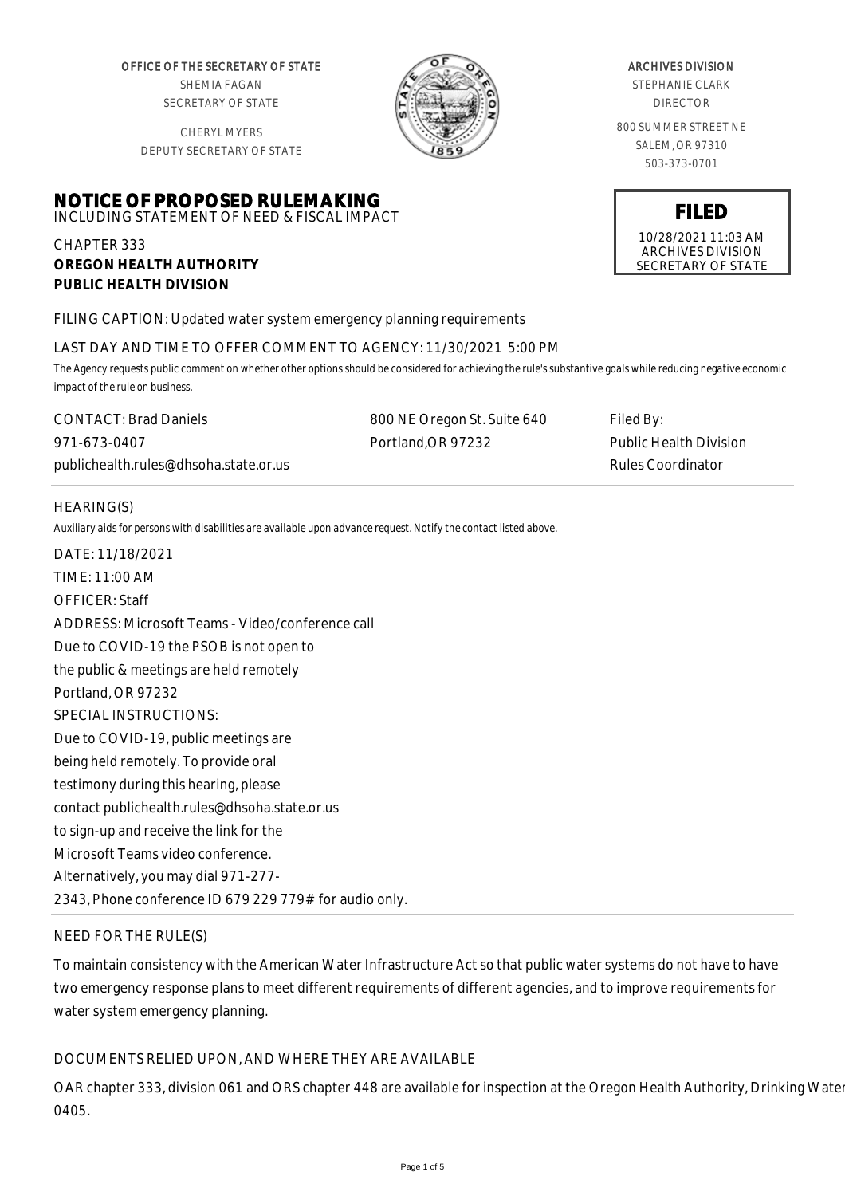OFFICE OF THE SECRETARY OF STATE
SHEMIA FAGAN
SECRETARY OF STATE

CHERYL MYERS
DEPUTY SECRETARY OF STATE

ARCHIVES DIVISION
STEPHANIE CLARK
DIRECTOR

800 SUMMER STREET NE
SALEM, OR 97310
503-373-0701

**FILED**
10/28/2021 11:03 AM
ARCHIVES DIVISION
SECRETARY OF STATE

# NOTICE OF PROPOSED RULEMAKING

INCLUDING STATEMENT OF NEED & FISCAL IMPACT

CHAPTER 333
**OREGON HEALTH AUTHORITY**
**PUBLIC HEALTH DIVISION**

FILING CAPTION: Updated water system emergency planning requirements

LAST DAY AND TIME TO OFFER COMMENT TO AGENCY: 11/30/2021 5:00 PM

The Agency requests public comment on whether other options should be considered for achieving the rule's substantive goals while reducing negative economic impact of the rule on business.

| CONTACT: Brad Daniels | 800 NE Oregon St. Suite 640 | Filed By: |
|---|---|---|
| 971-673-0407 | Portland,OR 97232 | Public Health Division |
| publichealth.rules@dhsoha.state.or.us | | Rules Coordinator |

## HEARING(S)

Auxiliary aids for persons with disabilities are available upon advance request. Notify the contact listed above.

DATE: 11/18/2021
TIME: 11:00 AM
OFFICER: Staff
ADDRESS: Microsoft Teams - Video/conference call
Due to COVID-19 the PSOB is not open to
the public & meetings are held remotely
Portland, OR 97232
SPECIAL INSTRUCTIONS:
Due to COVID-19, public meetings are
being held remotely. To provide oral
testimony during this hearing, please
contact publichealth.rules@dhsoha.state.or.us
to sign-up and receive the link for the
Microsoft Teams video conference.
Alternatively, you may dial 971-277-
2343, Phone conference ID 679 229 779# for audio only.

## NEED FOR THE RULE(S)

To maintain consistency with the American Water Infrastructure Act so that public water systems do not have to have two emergency response plans to meet different requirements of different agencies, and to improve requirements for water system emergency planning.

## DOCUMENTS RELIED UPON, AND WHERE THEY ARE AVAILABLE

OAR chapter 333, division 061 and ORS chapter 448 are available for inspection at the Oregon Health Authority, Drinking Water 0405.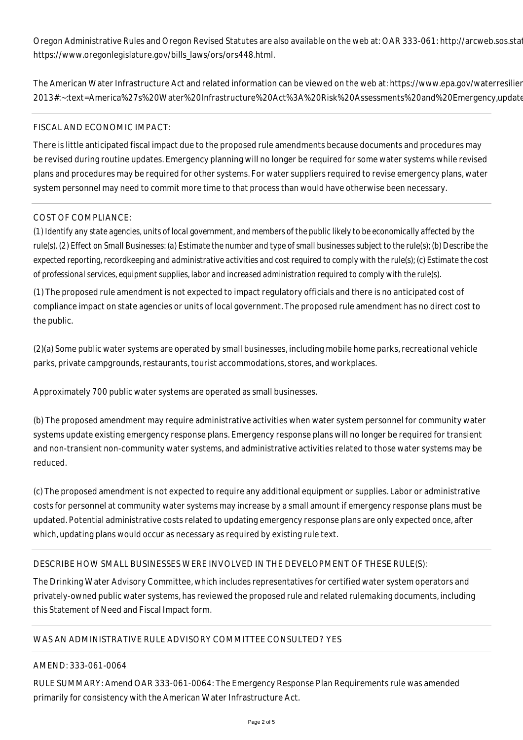Oregon Administrative Rules and Oregon Revised Statutes are also available on the web at: OAR 333-061: http://arcweb.sos.stat https://www.oregonlegislature.gov/bills_laws/ors/ors448.html.

The American Water Infrastructure Act and related information can be viewed on the web at: https://www.epa.gov/waterresilier 2013#:~:text=America%27s%20Water%20Infrastructure%20Act%3A%20Risk%20Assessments%20and%20Emergency,update

FISCAL AND ECONOMIC IMPACT:

There is little anticipated fiscal impact due to the proposed rule amendments because documents and procedures may be revised during routine updates. Emergency planning will no longer be required for some water systems while revised plans and procedures may be required for other systems. For water suppliers required to revise emergency plans, water system personnel may need to commit more time to that process than would have otherwise been necessary.

COST OF COMPLIANCE:

*(1) Identify any state agencies, units of local government, and members of the public likely to be economically affected by the rule(s). (2) Effect on Small Businesses: (a) Estimate the number and type of small businesses subject to the rule(s); (b) Describe the expected reporting, recordkeeping and administrative activities and cost required to comply with the rule(s); (c) Estimate the cost of professional services, equipment supplies, labor and increased administration required to comply with the rule(s).*

(1) The proposed rule amendment is not expected to impact regulatory officials and there is no anticipated cost of compliance impact on state agencies or units of local government. The proposed rule amendment has no direct cost to the public.

(2)(a) Some public water systems are operated by small businesses, including mobile home parks, recreational vehicle parks, private campgrounds, restaurants, tourist accommodations, stores, and workplaces.

Approximately 700 public water systems are operated as small businesses.

(b) The proposed amendment may require administrative activities when water system personnel for community water systems update existing emergency response plans. Emergency response plans will no longer be required for transient and non-transient non-community water systems, and administrative activities related to those water systems may be reduced.

(c) The proposed amendment is not expected to require any additional equipment or supplies. Labor or administrative costs for personnel at community water systems may increase by a small amount if emergency response plans must be updated. Potential administrative costs related to updating emergency response plans are only expected once, after which, updating plans would occur as necessary as required by existing rule text.

DESCRIBE HOW SMALL BUSINESSES WERE INVOLVED IN THE DEVELOPMENT OF THESE RULE(S):

The Drinking Water Advisory Committee, which includes representatives for certified water system operators and privately-owned public water systems, has reviewed the proposed rule and related rulemaking documents, including this Statement of Need and Fiscal Impact form.

WAS AN ADMINISTRATIVE RULE ADVISORY COMMITTEE CONSULTED? YES

AMEND: 333-061-0064

RULE SUMMARY: Amend OAR 333-061-0064: The Emergency Response Plan Requirements rule was amended primarily for consistency with the American Water Infrastructure Act.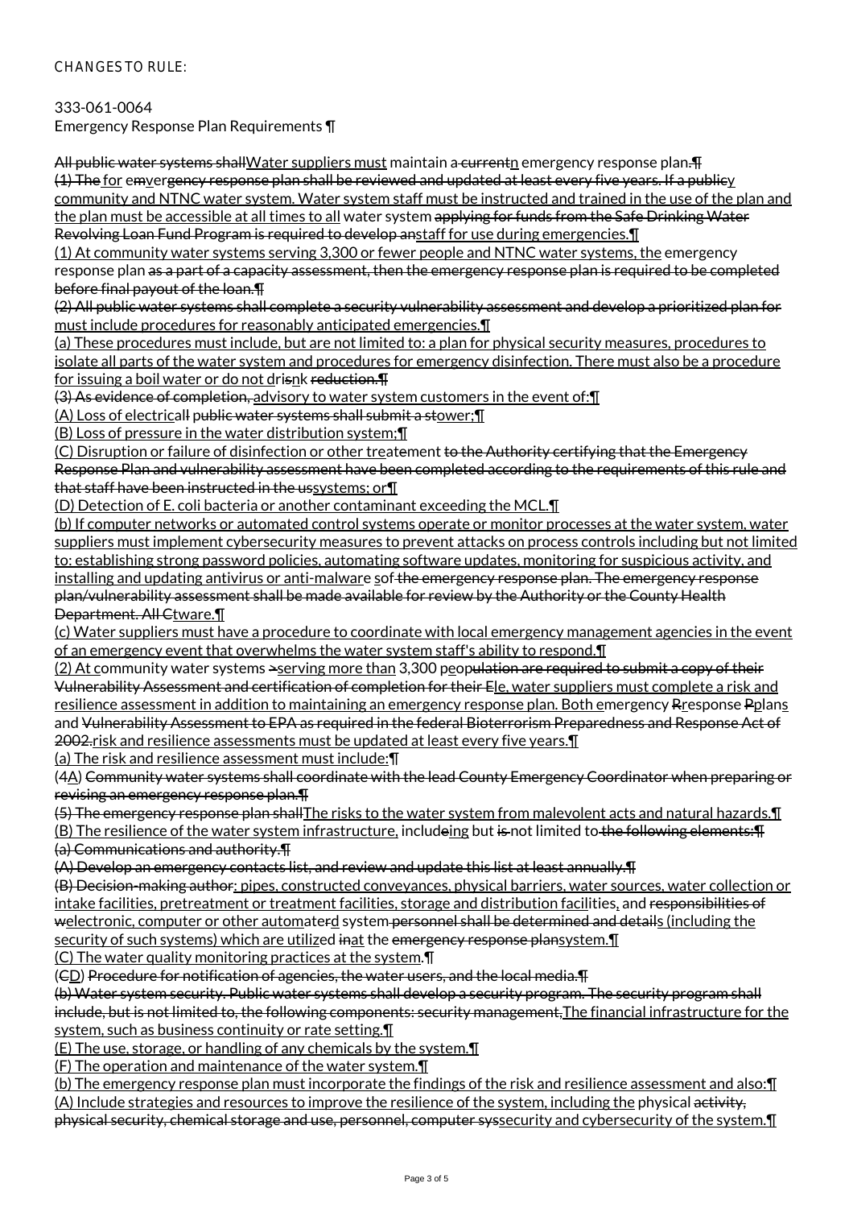CHANGES TO RULE:

333-061-0064
Emergency Response Plan Requirements ¶

~~All public water systems shall~~<u>Water suppliers must</u> maintain a~~ current~~<u>n</u> emergency response plan~~.¶~~
~~(1) The~~ <u>for</u> e~~m~~<u>v</u>er~~gency response plan shall be reviewed and updated at least every five years. If a public~~<u>y</u> <u>community and NTNC water system. Water system staff must be instructed and trained in the use of the plan and the plan must be accessible at all times to all</u> water system ~~applying for funds from the Safe Drinking Water Revolving Loan Fund Program is required to develop an~~<u>staff for use during emergencies.¶</u>
<u>(1) At community water systems serving 3,300 or fewer people and NTNC water systems, the</u> emergency response plan ~~as a part of a capacity assessment, then the emergency response plan is required to be completed before final payout of the loan.¶~~
~~(2) All public water systems shall complete a security vulnerability assessment and develop a prioritized plan for~~ <u>must include procedures for reasonably anticipated emergencies.¶</u>
<u>(a) These procedures must include, but are not limited to: a plan for physical security measures, procedures to isolate all parts of the water system and procedures for emergency disinfection. There must also be a procedure for issuing a boil water or do not dri</u>~~s~~<u>n</u>k ~~reduction.¶~~
~~(3) As evidence of completion,~~ <u>advisory to water system customers in the event of:¶</u>
<u>(A) Loss of electric</u>~~all public water systems shall submit a st~~<u>ower;¶</u>
<u>(B) Loss of pressure in the water distribution system;¶</u>
<u>(C) Disruption or failure of disinfection or other tre</u>atment ~~to the Authority certifying that the Emergency Response Plan and vulnerability assessment have been completed according to the requirements of this rule and that staff have been instructed in the us~~<u>systems; or¶</u>
<u>(D) Detection of E. coli bacteria or another contaminant exceeding the MCL.¶</u>
<u>(b) If computer networks or automated control systems operate or monitor processes at the water system, water suppliers must implement cybersecurity measures to prevent attacks on process controls including but not limited to: establishing strong password policies, automating software updates, monitoring for suspicious activity, and installing and updating antivirus or anti-malwar</u>e <u>s</u>o~~f the emergency response plan. The emergency response plan/vulnerability assessment shall be made available for review by the Authority or the County Health Department. All C~~<u>tware.¶</u>
<u>(c) Water suppliers must have a procedure to coordinate with local emergency management agencies in the event of an emergency event that overwhelms the water system staff's ability to respond.¶</u>
<u>(2) At c</u>ommunity water systems ~~>~~<u>serving more than</u> 3,300 pe<u>o</u>p~~ulation are required to submit a copy of their Vulnerability Assessment and certification of completion for their E~~<u>le, water suppliers must complete a risk and resilience assessment in addition to maintaining an emergency response plan. Both e</u>mergency ~~R~~<u>r</u>esponse ~~P~~<u>p</u>lan<u>s</u> and ~~Vulnerability Assessment to EPA as required in the federal Bioterrorism Preparedness and Response Act of 2002.~~<u>risk and resilience assessments must be updated at least every five years.¶</u>
<u>(a) The risk and resilience assessment must include:¶</u>
(~~4~~<u>A</u>) ~~Community water systems shall coordinate with the lead County Emergency Coordinator when preparing or revising an emergency response plan.¶~~
~~(5) The emergency response plan shall~~<u>The risks to the water system from malevolent acts and natural hazards.¶</u>
<u>(B) The resilience of the water system infrastructure,</u> includ~~e~~<u>ing</u> but ~~is~~ not limited to~~ the following elements:¶~~
~~(a) Communications and authority.¶~~
~~(A) Develop an emergency contacts list, and review and update this list at least annually.¶~~
~~(B) Decision-making autho~~<u>r: pipes, constructed conveyances, physical barriers, water sources, water collection or intake facilities, pretreatment or treatment facilities, storage and distribution facili</u>ties<u>,</u> and ~~responsibilities of w~~<u>electronic, computer or other automate</u>~~r~~<u>d</u> system~~ personnel shall be determined and detail~~<u>s (including the security of such systems) which are utilize</u>d ~~in~~<u>a</u>t the ~~emergency response plan~~<u>system.¶</u>
<u>(C) The water quality monitoring practices at the system.¶</u>
(~~C~~<u>D</u>) ~~Procedure for notification of agencies, the water users, and the local media.¶~~
~~(b) Water system security. Public water systems shall develop a security program. The security program shall include, but is not limited to, the following components: security management,~~<u>The financial infrastructure for the system, such as business continuity or rate setting.¶</u>
<u>(E) The use, storage, or handling of any chemicals by the system.¶</u>
<u>(F) The operation and maintenance of the water system.¶</u>
<u>(b) The emergency response plan must incorporate the findings of the risk and resilience assessment and also:¶</u>
<u>(A) Include strategies and resources to improve the resilience of the system, including the</u> physical ~~activity, physical security, chemical storage and use, personnel, computer sys~~<u>security and cybersecurity of the system.¶</u>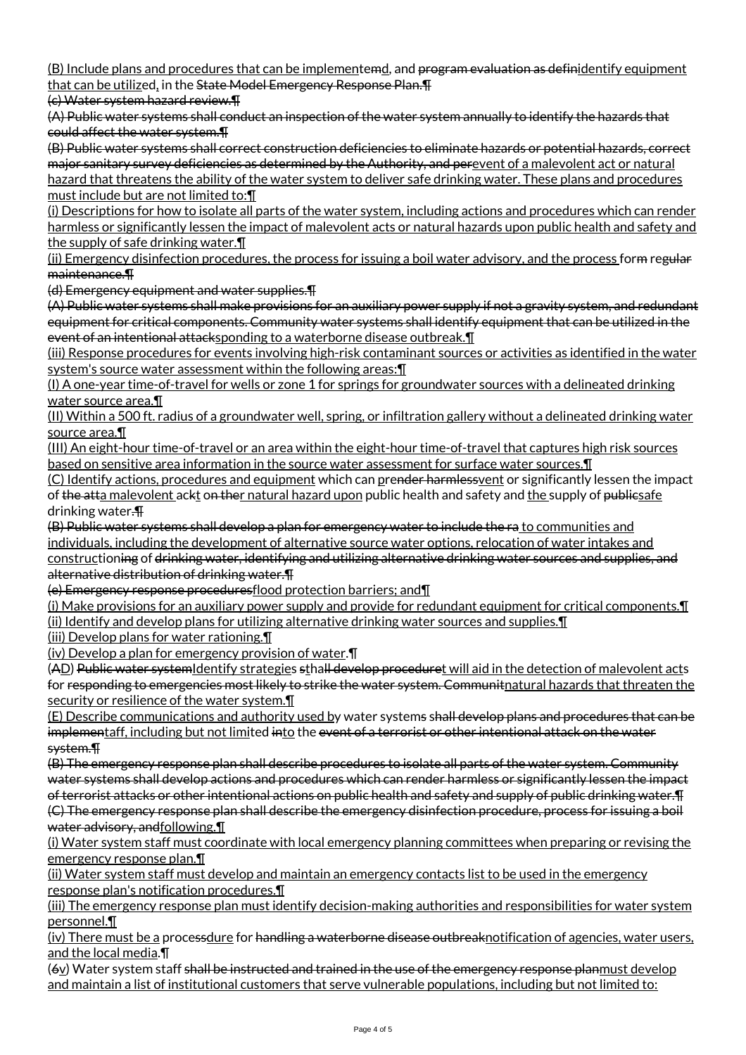(B) Include plans and procedures that can be implementemd, and program evaluation as definidentify equipment that can be utilized, in the State Model Emergency Response Plan.¶

(c) Water system hazard review.¶

(A) Public water systems shall conduct an inspection of the water system annually to identify the hazards that could affect the water system.¶

(B) Public water systems shall correct construction deficiencies to eliminate hazards or potential hazards, correct major sanitary survey deficiencies as determined by the Authority, and perevent of a malevolent act or natural hazard that threatens the ability of the water system to deliver safe drinking water. These plans and procedures must include but are not limited to:¶

(i) Descriptions for how to isolate all parts of the water system, including actions and procedures which can render harmless or significantly lessen the impact of malevolent acts or natural hazards upon public health and safety and the supply of safe drinking water.¶

(ii) Emergency disinfection procedures, the process for issuing a boil water advisory, and the process form regular maintenance.¶

(d) Emergency equipment and water supplies.¶

(A) Public water systems shall make provisions for an auxiliary power supply if not a gravity system, and redundant equipment for critical components. Community water systems shall identify equipment that can be utilized in the event of an intentional attacksponding to a waterborne disease outbreak.¶

(iii) Response procedures for events involving high-risk contaminant sources or activities as identified in the water system's source water assessment within the following areas:¶

(I) A one-year time-of-travel for wells or zone 1 for springs for groundwater sources with a delineated drinking water source area.¶

(II) Within a 500 ft. radius of a groundwater well, spring, or infiltration gallery without a delineated drinking water source area.¶

(III) An eight-hour time-of-travel or an area within the eight-hour time-of-travel that captures high risk sources based on sensitive area information in the source water assessment for surface water sources.¶

(C) Identify actions, procedures and equipment which can prender harmlessvent or significantly lessen the impact of the atta malevolent ackt on ther natural hazard upon public health and safety and the supply of publicsafe drinking water.¶

(B) Public water systems shall develop a plan for emergency water to include the ra to communities and individuals, including the development of alternative source water options, relocation of water intakes and constructioning of drinking water, identifying and utilizing alternative drinking water sources and supplies, and alternative distribution of drinking water.¶

(e) Emergency response proceduresflood protection barriers; and¶

(i) Make provisions for an auxiliary power supply and provide for redundant equipment for critical components.¶

(ii) Identify and develop plans for utilizing alternative drinking water sources and supplies.¶

(iii) Develop plans for water rationing.¶

(iv) Develop a plan for emergency provision of water.¶

(AD) Public water systemIdentify strategies sthall develop proceduret will aid in the detection of malevolent acts for responding to emergencies most likely to strike the water system. Communitnatural hazards that threaten the security or resilience of the water system.¶

(E) Describe communications and authority used by water systems shall develop plans and procedures that can be implementaff, including but not limited into the event of a terrorist or other intentional attack on the water system.¶

(B) The emergency response plan shall describe procedures to isolate all parts of the water system. Community water systems shall develop actions and procedures which can render harmless or significantly lessen the impact of terrorist attacks or other intentional actions on public health and safety and supply of public drinking water.¶

(C) The emergency response plan shall describe the emergency disinfection procedure, process for issuing a boil water advisory, andfollowing.¶

(i) Water system staff must coordinate with local emergency planning committees when preparing or revising the emergency response plan.¶

(ii) Water system staff must develop and maintain an emergency contacts list to be used in the emergency response plan's notification procedures.¶

(iii) The emergency response plan must identify decision-making authorities and responsibilities for water system personnel.¶

(iv) There must be a processdure for handling a waterborne disease outbreaknotification of agencies, water users, and the local media.¶

(6v) Water system staff shall be instructed and trained in the use of the emergency response planmust develop and maintain a list of institutional customers that serve vulnerable populations, including but not limited to: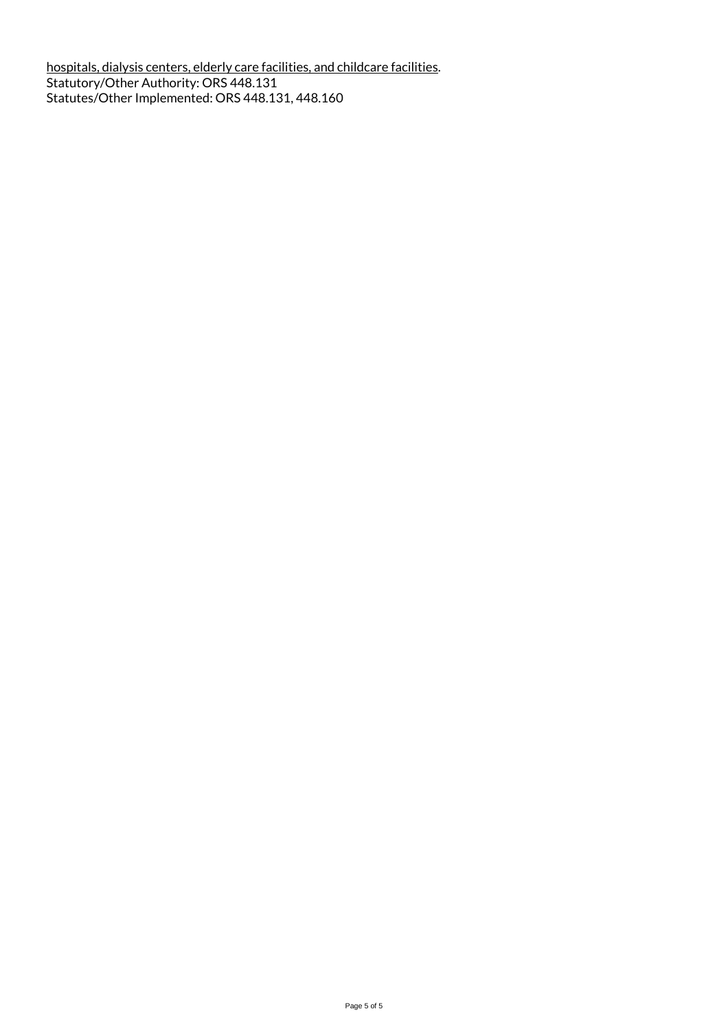hospitals, dialysis centers, elderly care facilities, and childcare facilities.
Statutory/Other Authority: ORS 448.131
Statutes/Other Implemented: ORS 448.131, 448.160